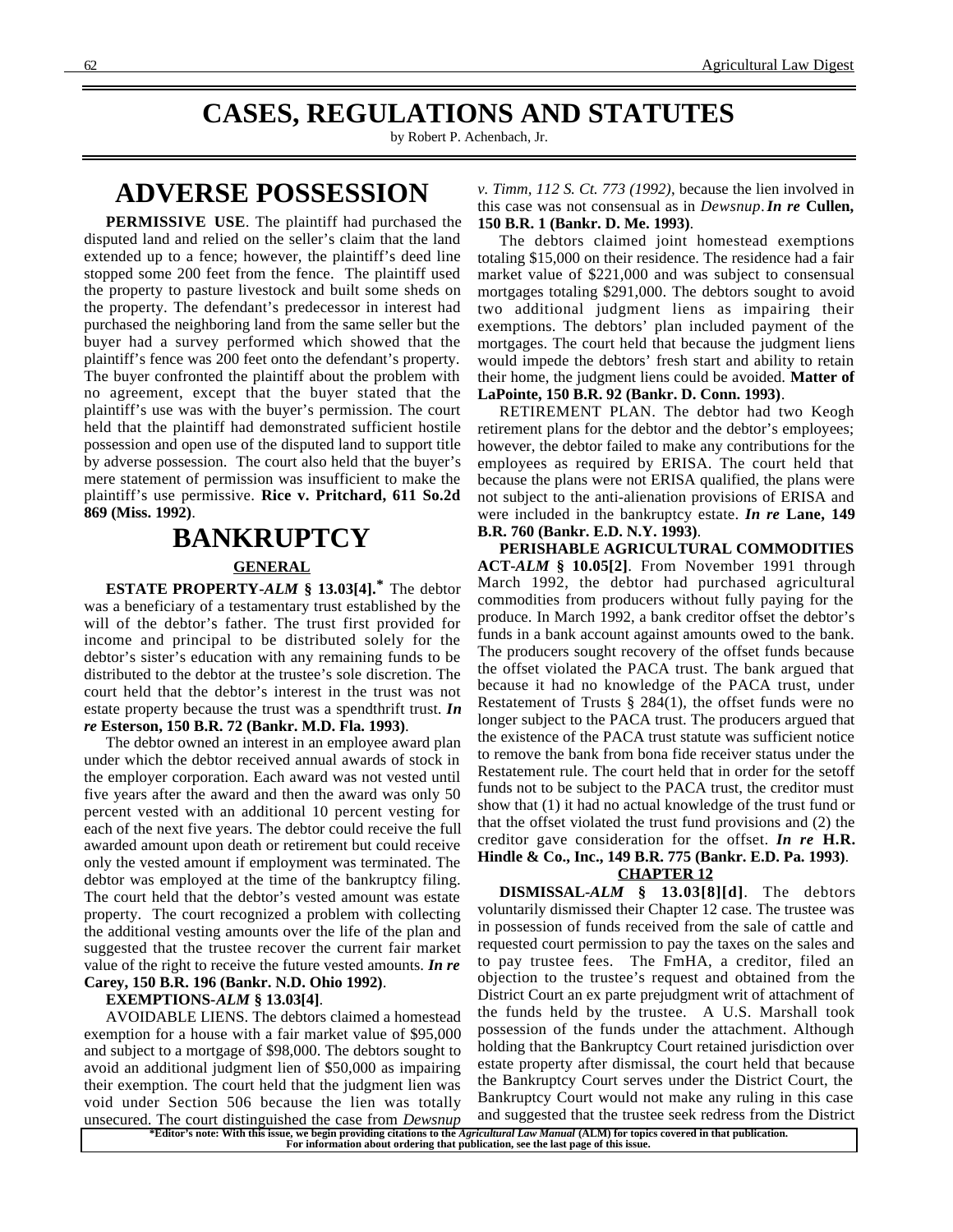# CASES, REGULATIONS AND STATUTES

by Robert P. Achenbach, Jr.

## ADVERSE POSSESSION

**PERMISSIVE USE**. The plaintiff had purchased the disputed land and relied on the seller's claim that the land extended up to a fence; however, the plaintiff's deed line stopped some 200 feet from the fence. The plaintiff used the property to pasture livestock and built some sheds on the property. The defendant's predecessor in interest had purchased the neighboring land from the same seller but the buyer had a survey performed which showed that the plaintiff's fence was 200 feet onto the defendant's property. The buyer confronted the plaintiff about the problem with no agreement, except that the buyer stated that the plaintiff's use was with the buyer's permission. The court held that the plaintiff had demonstrated sufficient hostile possession and open use of the disputed land to support title by adverse possession. The court also held that the buyer's mere statement of permission was insufficient to make the plaintiff's use permissive. **Rice v. Pritchard, 611 So.2d 869 (Miss. 1992)**.

## BANKRUPTCY

### GENERAL

**ESTATE PROPERTY-*ALM* § 13.03[4].*** The debtor was a beneficiary of a testamentary trust established by the will of the debtor's father. The trust first provided for income and principal to be distributed solely for the debtor's sister's education with any remaining funds to be distributed to the debtor at the trustee's sole discretion. The court held that the debtor's interest in the trust was not estate property because the trust was a spendthrift trust. ***In re* Esterson, 150 B.R. 72 (Bankr. M.D. Fla. 1993)**.

The debtor owned an interest in an employee award plan under which the debtor received annual awards of stock in the employer corporation. Each award was not vested until five years after the award and then the award was only 50 percent vested with an additional 10 percent vesting for each of the next five years. The debtor could receive the full awarded amount upon death or retirement but could receive only the vested amount if employment was terminated. The debtor was employed at the time of the bankruptcy filing. The court held that the debtor's vested amount was estate property. The court recognized a problem with collecting the additional vesting amounts over the life of the plan and suggested that the trustee recover the current fair market value of the right to receive the future vested amounts. ***In re* Carey, 150 B.R. 196 (Bankr. N.D. Ohio 1992)**.

**EXEMPTIONS-*ALM* § 13.03[4]**.

AVOIDABLE LIENS. The debtors claimed a homestead exemption for a house with a fair market value of $95,000 and subject to a mortgage of $98,000. The debtors sought to avoid an additional judgment lien of $50,000 as impairing their exemption. The court held that the judgment lien was void under Section 506 because the lien was totally unsecured. The court distinguished the case from *Dewsnup v. Timm, 112 S. Ct. 773 (1992)*, because the lien involved in this case was not consensual as in *Dewsnup*. ***In re* Cullen, 150 B.R. 1 (Bankr. D. Me. 1993)**.

The debtors claimed joint homestead exemptions totaling $15,000 on their residence. The residence had a fair market value of $221,000 and was subject to consensual mortgages totaling $291,000. The debtors sought to avoid two additional judgment liens as impairing their exemptions. The debtors' plan included payment of the mortgages. The court held that because the judgment liens would impede the debtors' fresh start and ability to retain their home, the judgment liens could be avoided. **Matter of LaPointe, 150 B.R. 92 (Bankr. D. Conn. 1993)**.

RETIREMENT PLAN. The debtor had two Keogh retirement plans for the debtor and the debtor's employees; however, the debtor failed to make any contributions for the employees as required by ERISA. The court held that because the plans were not ERISA qualified, the plans were not subject to the anti-alienation provisions of ERISA and were included in the bankruptcy estate. ***In re* Lane, 149 B.R. 760 (Bankr. E.D. N.Y. 1993)**.

**PERISHABLE AGRICULTURAL COMMODITIES ACT-*ALM* § 10.05[2]**. From November 1991 through March 1992, the debtor had purchased agricultural commodities from producers without fully paying for the produce. In March 1992, a bank creditor offset the debtor's funds in a bank account against amounts owed to the bank. The producers sought recovery of the offset funds because the offset violated the PACA trust. The bank argued that because it had no knowledge of the PACA trust, under Restatement of Trusts § 284(1), the offset funds were no longer subject to the PACA trust. The producers argued that the existence of the PACA trust statute was sufficient notice to remove the bank from bona fide receiver status under the Restatement rule. The court held that in order for the setoff funds not to be subject to the PACA trust, the creditor must show that (1) it had no actual knowledge of the trust fund or that the offset violated the trust fund provisions and (2) the creditor gave consideration for the offset. ***In re* H.R. Hindle & Co., Inc., 149 B.R. 775 (Bankr. E.D. Pa. 1993)**.

### CHAPTER 12

**DISMISSAL-*ALM* § 13.03[8][d]**. The debtors voluntarily dismissed their Chapter 12 case. The trustee was in possession of funds received from the sale of cattle and requested court permission to pay the taxes on the sales and to pay trustee fees. The FmHA, a creditor, filed an objection to the trustee's request and obtained from the District Court an ex parte prejudgment writ of attachment of the funds held by the trustee. A U.S. Marshall took possession of the funds under the attachment. Although holding that the Bankruptcy Court retained jurisdiction over estate property after dismissal, the court held that because the Bankruptcy Court serves under the District Court, the Bankruptcy Court would not make any ruling in this case and suggested that the trustee seek redress from the District

**\*Editor's note: With this issue, we begin providing citations to the *Agricultural Law Manual* (ALM) for topics covered in that publication. For information about ordering that publication, see the last page of this issue.**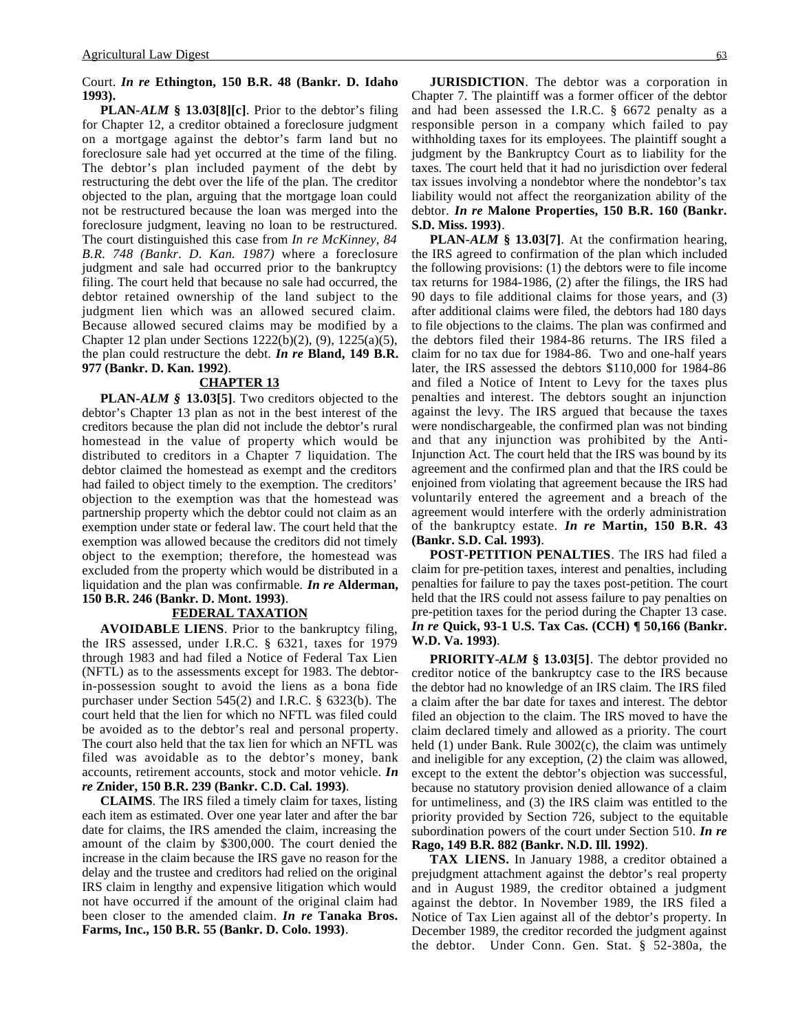Court. ***In re*** **Ethington, 150 B.R. 48 (Bankr. D. Idaho 1993).**

**PLAN-*ALM* § 13.03[8][c]**. Prior to the debtor's filing for Chapter 12, a creditor obtained a foreclosure judgment on a mortgage against the debtor's farm land but no foreclosure sale had yet occurred at the time of the filing. The debtor's plan included payment of the debt by restructuring the debt over the life of the plan. The creditor objected to the plan, arguing that the mortgage loan could not be restructured because the loan was merged into the foreclosure judgment, leaving no loan to be restructured. The court distinguished this case from *In re McKinney, 84 B.R. 748 (Bankr. D. Kan. 1987)* where a foreclosure judgment and sale had occurred prior to the bankruptcy filing. The court held that because no sale had occurred, the debtor retained ownership of the land subject to the judgment lien which was an allowed secured claim. Because allowed secured claims may be modified by a Chapter 12 plan under Sections 1222(b)(2), (9), 1225(a)(5), the plan could restructure the debt. ***In re*** **Bland, 149 B.R. 977 (Bankr. D. Kan. 1992)**.

## CHAPTER 13

**PLAN-*ALM* § 13.03[5]**. Two creditors objected to the debtor's Chapter 13 plan as not in the best interest of the creditors because the plan did not include the debtor's rural homestead in the value of property which would be distributed to creditors in a Chapter 7 liquidation. The debtor claimed the homestead as exempt and the creditors had failed to object timely to the exemption. The creditors' objection to the exemption was that the homestead was partnership property which the debtor could not claim as an exemption under state or federal law. The court held that the exemption was allowed because the creditors did not timely object to the exemption; therefore, the homestead was excluded from the property which would be distributed in a liquidation and the plan was confirmable. ***In re*** **Alderman, 150 B.R. 246 (Bankr. D. Mont. 1993)**.

## FEDERAL TAXATION

**AVOIDABLE LIENS**. Prior to the bankruptcy filing, the IRS assessed, under I.R.C. § 6321, taxes for 1979 through 1983 and had filed a Notice of Federal Tax Lien (NFTL) as to the assessments except for 1983. The debtor-in-possession sought to avoid the liens as a bona fide purchaser under Section 545(2) and I.R.C. § 6323(b). The court held that the lien for which no NFTL was filed could be avoided as to the debtor's real and personal property. The court also held that the tax lien for which an NFTL was filed was avoidable as to the debtor's money, bank accounts, retirement accounts, stock and motor vehicle. ***In re*** **Znider, 150 B.R. 239 (Bankr. C.D. Cal. 1993)**.

**CLAIMS**. The IRS filed a timely claim for taxes, listing each item as estimated. Over one year later and after the bar date for claims, the IRS amended the claim, increasing the amount of the claim by $300,000. The court denied the increase in the claim because the IRS gave no reason for the delay and the trustee and creditors had relied on the original IRS claim in lengthy and expensive litigation which would not have occurred if the amount of the original claim had been closer to the amended claim. ***In re*** **Tanaka Bros. Farms, Inc., 150 B.R. 55 (Bankr. D. Colo. 1993)**.

**JURISDICTION**. The debtor was a corporation in Chapter 7. The plaintiff was a former officer of the debtor and had been assessed the I.R.C. § 6672 penalty as a responsible person in a company which failed to pay withholding taxes for its employees. The plaintiff sought a judgment by the Bankruptcy Court as to liability for the taxes. The court held that it had no jurisdiction over federal tax issues involving a nondebtor where the nondebtor's tax liability would not affect the reorganization ability of the debtor. ***In re*** **Malone Properties, 150 B.R. 160 (Bankr. S.D. Miss. 1993)**.

**PLAN-*ALM* § 13.03[7]**. At the confirmation hearing, the IRS agreed to confirmation of the plan which included the following provisions: (1) the debtors were to file income tax returns for 1984-1986, (2) after the filings, the IRS had 90 days to file additional claims for those years, and (3) after additional claims were filed, the debtors had 180 days to file objections to the claims. The plan was confirmed and the debtors filed their 1984-86 returns. The IRS filed a claim for no tax due for 1984-86. Two and one-half years later, the IRS assessed the debtors $110,000 for 1984-86 and filed a Notice of Intent to Levy for the taxes plus penalties and interest. The debtors sought an injunction against the levy. The IRS argued that because the taxes were nondischargeable, the confirmed plan was not binding and that any injunction was prohibited by the Anti-Injunction Act. The court held that the IRS was bound by its agreement and the confirmed plan and that the IRS could be enjoined from violating that agreement because the IRS had voluntarily entered the agreement and a breach of the agreement would interfere with the orderly administration of the bankruptcy estate. ***In re*** **Martin, 150 B.R. 43 (Bankr. S.D. Cal. 1993)**.

**POST-PETITION PENALTIES**. The IRS had filed a claim for pre-petition taxes, interest and penalties, including penalties for failure to pay the taxes post-petition. The court held that the IRS could not assess failure to pay penalties on pre-petition taxes for the period during the Chapter 13 case. ***In re*** **Quick, 93-1 U.S. Tax Cas. (CCH) ¶ 50,166 (Bankr. W.D. Va. 1993)**.

**PRIORITY-*ALM* § 13.03[5]**. The debtor provided no creditor notice of the bankruptcy case to the IRS because the debtor had no knowledge of an IRS claim. The IRS filed a claim after the bar date for taxes and interest. The debtor filed an objection to the claim. The IRS moved to have the claim declared timely and allowed as a priority. The court held (1) under Bank. Rule 3002(c), the claim was untimely and ineligible for any exception, (2) the claim was allowed, except to the extent the debtor's objection was successful, because no statutory provision denied allowance of a claim for untimeliness, and (3) the IRS claim was entitled to the priority provided by Section 726, subject to the equitable subordination powers of the court under Section 510. ***In re*** **Rago, 149 B.R. 882 (Bankr. N.D. Ill. 1992)**.

**TAX LIENS.** In January 1988, a creditor obtained a prejudgment attachment against the debtor's real property and in August 1989, the creditor obtained a judgment against the debtor. In November 1989, the IRS filed a Notice of Tax Lien against all of the debtor's property. In December 1989, the creditor recorded the judgment against the debtor. Under Conn. Gen. Stat. § 52-380a, the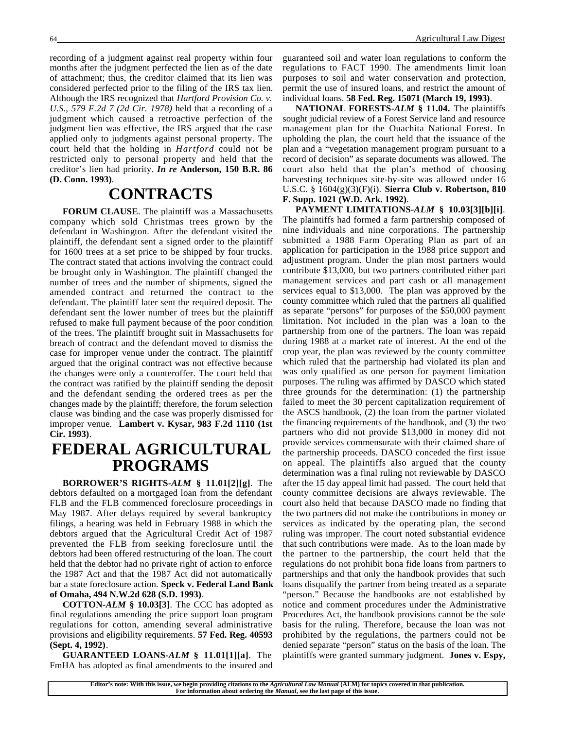recording of a judgment against real property within four months after the judgment perfected the lien as of the date of attachment; thus, the creditor claimed that its lien was considered perfected prior to the filing of the IRS tax lien. Although the IRS recognized that *Hartford Provision Co. v. U.S., 579 F.2d 7 (2d Cir. 1978)* held that a recording of a judgment which caused a retroactive perfection of the judgment lien was effective, the IRS argued that the case applied only to judgments against personal property. The court held that the holding in *Hartford* could not be restricted only to personal property and held that the creditor's lien had priority. ***In re* Anderson, 150 B.R. 86 (D. Conn. 1993)**.

# CONTRACTS

**FORUM CLAUSE**. The plaintiff was a Massachusetts company which sold Christmas trees grown by the defendant in Washington. After the defendant visited the plaintiff, the defendant sent a signed order to the plaintiff for 1600 trees at a set price to be shipped by four trucks. The contract stated that actions involving the contract could be brought only in Washington. The plaintiff changed the number of trees and the number of shipments, signed the amended contract and returned the contract to the defendant. The plaintiff later sent the required deposit. The defendant sent the lower number of trees but the plaintiff refused to make full payment because of the poor condition of the trees. The plaintiff brought suit in Massachusetts for breach of contract and the defendant moved to dismiss the case for improper venue under the contract. The plaintiff argued that the original contract was not effective because the changes were only a counteroffer. The court held that the contract was ratified by the plaintiff sending the deposit and the defendant sending the ordered trees as per the changes made by the plaintiff; therefore, the forum selection clause was binding and the case was properly dismissed for improper venue. **Lambert v. Kysar, 983 F.2d 1110 (1st Cir. 1993)**.

# FEDERAL AGRICULTURAL PROGRAMS

**BORROWER'S RIGHTS-*ALM* § 11.01[2][g]**. The debtors defaulted on a mortgaged loan from the defendant FLB and the FLB commenced foreclosure proceedings in May 1987. After delays required by several bankruptcy filings, a hearing was held in February 1988 in which the debtors argued that the Agricultural Credit Act of 1987 prevented the FLB from seeking foreclosure until the debtors had been offered restructuring of the loan. The court held that the debtor had no private right of action to enforce the 1987 Act and that the 1987 Act did not automatically bar a state foreclosure action. **Speck v. Federal Land Bank of Omaha, 494 N.W.2d 628 (S.D. 1993)**.

**COTTON-*ALM* § 10.03[3]**. The CCC has adopted as final regulations amending the price support loan program regulations for cotton, amending several administrative provisions and eligibility requirements. **57 Fed. Reg. 40593 (Sept. 4, 1992)**.

**GUARANTEED LOANS-*ALM* § 11.01[1][a]**. The FmHA has adopted as final amendments to the insured and guaranteed soil and water loan regulations to conform the regulations to FACT 1990. The amendments limit loan purposes to soil and water conservation and protection, permit the use of insured loans, and restrict the amount of individual loans. **58 Fed. Reg. 15071 (March 19, 1993)**.

**NATIONAL FORESTS-*ALM* § 11.04.** The plaintiffs sought judicial review of a Forest Service land and resource management plan for the Ouachita National Forest. In upholding the plan, the court held that the issuance of the plan and a "vegetation management program pursuant to a record of decision" as separate documents was allowed. The court also held that the plan's method of choosing harvesting techniques site-by-site was allowed under 16 U.S.C. § 1604(g)(3)(F)(i). **Sierra Club v. Robertson, 810 F. Supp. 1021 (W.D. Ark. 1992)**.

**PAYMENT LIMITATIONS-*ALM* § 10.03[3][b][i]**. The plaintiffs had formed a farm partnership composed of nine individuals and nine corporations. The partnership submitted a 1988 Farm Operating Plan as part of an application for participation in the 1988 price support and adjustment program. Under the plan most partners would contribute $13,000, but two partners contributed either part management services and part cash or all management services equal to $13,000. The plan was approved by the county committee which ruled that the partners all qualified as separate "persons" for purposes of the $50,000 payment limitation. Not included in the plan was a loan to the partnership from one of the partners. The loan was repaid during 1988 at a market rate of interest. At the end of the crop year, the plan was reviewed by the county committee which ruled that the partnership had violated its plan and was only qualified as one person for payment limitation purposes. The ruling was affirmed by DASCO which stated three grounds for the determination: (1) the partnership failed to meet the 30 percent capitalization requirement of the ASCS handbook, (2) the loan from the partner violated the financing requirements of the handbook, and (3) the two partners who did not provide $13,000 in money did not provide services commensurate with their claimed share of the partnership proceeds. DASCO conceded the first issue on appeal. The plaintiffs also argued that the county determination was a final ruling not reviewable by DASCO after the 15 day appeal limit had passed. The court held that county committee decisions are always reviewable. The court also held that because DASCO made no finding that the two partners did not make the contributions in money or services as indicated by the operating plan, the second ruling was improper. The court noted substantial evidence that such contributions were made. As to the loan made by the partner to the partnership, the court held that the regulations do not prohibit bona fide loans from partners to partnerships and that only the handbook provides that such loans disqualify the partner from being treated as a separate "person." Because the handbooks are not established by notice and comment procedures under the Administrative Procedures Act, the handbook provisions cannot be the sole basis for the ruling. Therefore, because the loan was not prohibited by the regulations, the partners could not be denied separate "person" status on the basis of the loan. The plaintiffs were granted summary judgment. **Jones v. Espy,**

**Editor's note: With this issue, we begin providing citations to the *Agricultural Law Manual* (ALM) for topics covered in that publication. For information about ordering the *Manual*, see the last page of this issue.**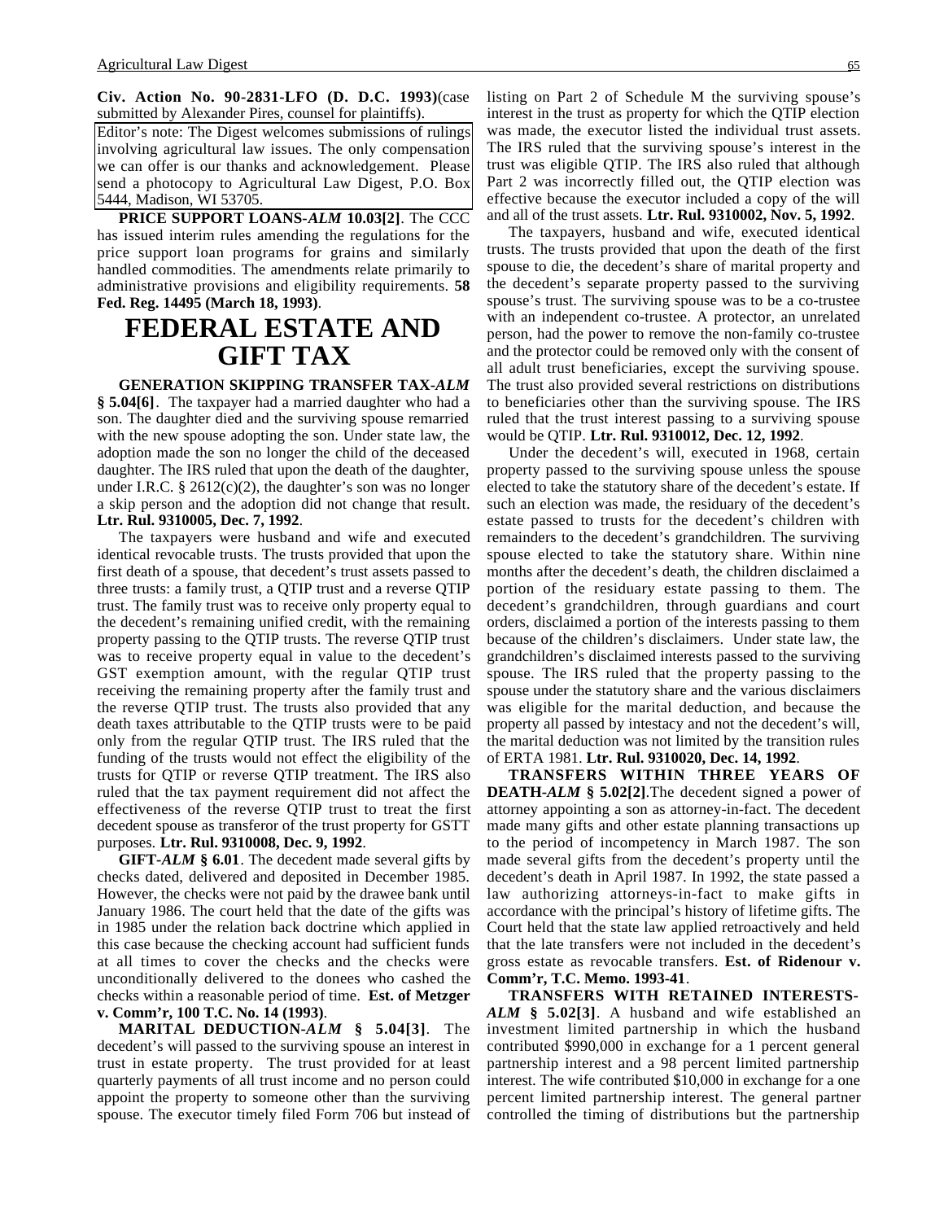**Civ. Action No. 90-2831-LFO (D. D.C. 1993)**(case submitted by Alexander Pires, counsel for plaintiffs).

Editor's note: The Digest welcomes submissions of rulings involving agricultural law issues. The only compensation we can offer is our thanks and acknowledgement. Please send a photocopy to Agricultural Law Digest, P.O. Box 5444, Madison, WI 53705.

**PRICE SUPPORT LOANS-*ALM* 10.03[2]**. The CCC has issued interim rules amending the regulations for the price support loan programs for grains and similarly handled commodities. The amendments relate primarily to administrative provisions and eligibility requirements. **58 Fed. Reg. 14495 (March 18, 1993)**.

# FEDERAL ESTATE AND GIFT TAX

**GENERATION SKIPPING TRANSFER TAX-*ALM* § 5.04[6]**. The taxpayer had a married daughter who had a son. The daughter died and the surviving spouse remarried with the new spouse adopting the son. Under state law, the adoption made the son no longer the child of the deceased daughter. The IRS ruled that upon the death of the daughter, under I.R.C. § 2612(c)(2), the daughter's son was no longer a skip person and the adoption did not change that result. **Ltr. Rul. 9310005, Dec. 7, 1992**.

The taxpayers were husband and wife and executed identical revocable trusts. The trusts provided that upon the first death of a spouse, that decedent's trust assets passed to three trusts: a family trust, a QTIP trust and a reverse QTIP trust. The family trust was to receive only property equal to the decedent's remaining unified credit, with the remaining property passing to the QTIP trusts. The reverse QTIP trust was to receive property equal in value to the decedent's GST exemption amount, with the regular QTIP trust receiving the remaining property after the family trust and the reverse QTIP trust. The trusts also provided that any death taxes attributable to the QTIP trusts were to be paid only from the regular QTIP trust. The IRS ruled that the funding of the trusts would not effect the eligibility of the trusts for QTIP or reverse QTIP treatment. The IRS also ruled that the tax payment requirement did not affect the effectiveness of the reverse QTIP trust to treat the first decedent spouse as transferor of the trust property for GSTT purposes. **Ltr. Rul. 9310008, Dec. 9, 1992**.

**GIFT-*ALM* § 6.01**. The decedent made several gifts by checks dated, delivered and deposited in December 1985. However, the checks were not paid by the drawee bank until January 1986. The court held that the date of the gifts was in 1985 under the relation back doctrine which applied in this case because the checking account had sufficient funds at all times to cover the checks and the checks were unconditionally delivered to the donees who cashed the checks within a reasonable period of time. **Est. of Metzger v. Comm'r, 100 T.C. No. 14 (1993)**.

**MARITAL DEDUCTION-*ALM* § 5.04[3]**. The decedent's will passed to the surviving spouse an interest in trust in estate property. The trust provided for at least quarterly payments of all trust income and no person could appoint the property to someone other than the surviving spouse. The executor timely filed Form 706 but instead of listing on Part 2 of Schedule M the surviving spouse's interest in the trust as property for which the QTIP election was made, the executor listed the individual trust assets. The IRS ruled that the surviving spouse's interest in the trust was eligible QTIP. The IRS also ruled that although Part 2 was incorrectly filled out, the QTIP election was effective because the executor included a copy of the will and all of the trust assets. **Ltr. Rul. 9310002, Nov. 5, 1992**.

The taxpayers, husband and wife, executed identical trusts. The trusts provided that upon the death of the first spouse to die, the decedent's share of marital property and the decedent's separate property passed to the surviving spouse's trust. The surviving spouse was to be a co-trustee with an independent co-trustee. A protector, an unrelated person, had the power to remove the non-family co-trustee and the protector could be removed only with the consent of all adult trust beneficiaries, except the surviving spouse. The trust also provided several restrictions on distributions to beneficiaries other than the surviving spouse. The IRS ruled that the trust interest passing to a surviving spouse would be QTIP. **Ltr. Rul. 9310012, Dec. 12, 1992**.

Under the decedent's will, executed in 1968, certain property passed to the surviving spouse unless the spouse elected to take the statutory share of the decedent's estate. If such an election was made, the residuary of the decedent's estate passed to trusts for the decedent's children with remainders to the decedent's grandchildren. The surviving spouse elected to take the statutory share. Within nine months after the decedent's death, the children disclaimed a portion of the residuary estate passing to them. The decedent's grandchildren, through guardians and court orders, disclaimed a portion of the interests passing to them because of the children's disclaimers. Under state law, the grandchildren's disclaimed interests passed to the surviving spouse. The IRS ruled that the property passing to the spouse under the statutory share and the various disclaimers was eligible for the marital deduction, and because the property all passed by intestacy and not the decedent's will, the marital deduction was not limited by the transition rules of ERTA 1981. **Ltr. Rul. 9310020, Dec. 14, 1992**.

**TRANSFERS WITHIN THREE YEARS OF DEATH-*ALM* § 5.02[2]**.The decedent signed a power of attorney appointing a son as attorney-in-fact. The decedent made many gifts and other estate planning transactions up to the period of incompetency in March 1987. The son made several gifts from the decedent's property until the decedent's death in April 1987. In 1992, the state passed a law authorizing attorneys-in-fact to make gifts in accordance with the principal's history of lifetime gifts. The Court held that the state law applied retroactively and held that the late transfers were not included in the decedent's gross estate as revocable transfers. **Est. of Ridenour v. Comm'r, T.C. Memo. 1993-41**.

**TRANSFERS WITH RETAINED INTERESTS-*ALM* § 5.02[3]**. A husband and wife established an investment limited partnership in which the husband contributed $990,000 in exchange for a 1 percent general partnership interest and a 98 percent limited partnership interest. The wife contributed $10,000 in exchange for a one percent limited partnership interest. The general partner controlled the timing of distributions but the partnership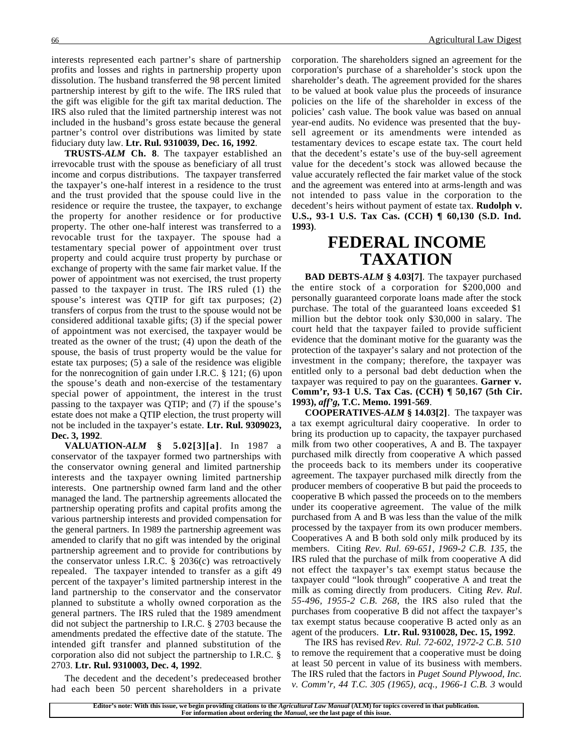interests represented each partner's share of partnership profits and losses and rights in partnership property upon dissolution. The husband transferred the 98 percent limited partnership interest by gift to the wife. The IRS ruled that the gift was eligible for the gift tax marital deduction. The IRS also ruled that the limited partnership interest was not included in the husband's gross estate because the general partner's control over distributions was limited by state fiduciary duty law. **Ltr. Rul. 9310039, Dec. 16, 1992**.

**TRUSTS-*ALM* Ch. 8**. The taxpayer established an irrevocable trust with the spouse as beneficiary of all trust income and corpus distributions. The taxpayer transferred the taxpayer's one-half interest in a residence to the trust and the trust provided that the spouse could live in the residence or require the trustee, the taxpayer, to exchange the property for another residence or for productive property. The other one-half interest was transferred to a revocable trust for the taxpayer. The spouse had a testamentary special power of appointment over trust property and could acquire trust property by purchase or exchange of property with the same fair market value. If the power of appointment was not exercised, the trust property passed to the taxpayer in trust. The IRS ruled (1) the spouse's interest was QTIP for gift tax purposes; (2) transfers of corpus from the trust to the spouse would not be considered additional taxable gifts; (3) if the special power of appointment was not exercised, the taxpayer would be treated as the owner of the trust; (4) upon the death of the spouse, the basis of trust property would be the value for estate tax purposes; (5) a sale of the residence was eligible for the nonrecognition of gain under I.R.C. § 121; (6) upon the spouse's death and non-exercise of the testamentary special power of appointment, the interest in the trust passing to the taxpayer was QTIP; and (7) if the spouse's estate does not make a QTIP election, the trust property will not be included in the taxpayer's estate. **Ltr. Rul. 9309023, Dec. 3, 1992**.

**VALUATION-*ALM* § 5.02[3][a]**. In 1987 a conservator of the taxpayer formed two partnerships with the conservator owning general and limited partnership interests and the taxpayer owning limited partnership interests. One partnership owned farm land and the other managed the land. The partnership agreements allocated the partnership operating profits and capital profits among the various partnership interests and provided compensation for the general partners. In 1989 the partnership agreement was amended to clarify that no gift was intended by the original partnership agreement and to provide for contributions by the conservator unless I.R.C. § 2036(c) was retroactively repealed. The taxpayer intended to transfer as a gift 49 percent of the taxpayer's limited partnership interest in the land partnership to the conservator and the conservator planned to substitute a wholly owned corporation as the general partners. The IRS ruled that the 1989 amendment did not subject the partnership to I.R.C. § 2703 because the amendments predated the effective date of the statute. The intended gift transfer and planned substitution of the corporation also did not subject the partnership to I.R.C. § 2703. **Ltr. Rul. 9310003, Dec. 4, 1992**.

The decedent and the decedent's predeceased brother had each been 50 percent shareholders in a private corporation. The shareholders signed an agreement for the corporation's purchase of a shareholder's stock upon the shareholder's death. The agreement provided for the shares to be valued at book value plus the proceeds of insurance policies on the life of the shareholder in excess of the policies' cash value. The book value was based on annual year-end audits. No evidence was presented that the buy-sell agreement or its amendments were intended as testamentary devices to escape estate tax. The court held that the decedent's estate's use of the buy-sell agreement value for the decedent's stock was allowed because the value accurately reflected the fair market value of the stock and the agreement was entered into at arms-length and was not intended to pass value in the corporation to the decedent's heirs without payment of estate tax. **Rudolph v. U.S., 93-1 U.S. Tax Cas. (CCH) ¶ 60,130 (S.D. Ind. 1993)**.

# FEDERAL INCOME TAXATION

**BAD DEBTS-*ALM* § 4.03[7]**. The taxpayer purchased the entire stock of a corporation for $200,000 and personally guaranteed corporate loans made after the stock purchase. The total of the guaranteed loans exceeded $1 million but the debtor took only $30,000 in salary. The court held that the taxpayer failed to provide sufficient evidence that the dominant motive for the guaranty was the protection of the taxpayer's salary and not protection of the investment in the company; therefore, the taxpayer was entitled only to a personal bad debt deduction when the taxpayer was required to pay on the guarantees. **Garner v. Comm'r, 93-1 U.S. Tax Cas. (CCH) ¶ 50,167 (5th Cir. 1993), *aff'g*, T.C. Memo. 1991-569**.

**COOPERATIVES-*ALM* § 14.03[2]**. The taxpayer was a tax exempt agricultural dairy cooperative. In order to bring its production up to capacity, the taxpayer purchased milk from two other cooperatives, A and B. The taxpayer purchased milk directly from cooperative A which passed the proceeds back to its members under its cooperative agreement. The taxpayer purchased milk directly from the producer members of cooperative B but paid the proceeds to cooperative B which passed the proceeds on to the members under its cooperative agreement. The value of the milk purchased from A and B was less than the value of the milk processed by the taxpayer from its own producer members. Cooperatives A and B both sold only milk produced by its members. Citing *Rev. Rul. 69-651, 1969-2 C.B. 135*, the IRS ruled that the purchase of milk from cooperative A did not effect the taxpayer's tax exempt status because the taxpayer could "look through" cooperative A and treat the milk as coming directly from producers. Citing *Rev. Rul. 55-496, 1955-2 C.B. 268*, the IRS also ruled that the purchases from cooperative B did not affect the taxpayer's tax exempt status because cooperative B acted only as an agent of the producers. **Ltr. Rul. 9310028, Dec. 15, 1992**.

The IRS has revised *Rev. Rul. 72-602, 1972-2 C.B. 510* to remove the requirement that a cooperative must be doing at least 50 percent in value of its business with members. The IRS ruled that the factors in *Puget Sound Plywood, Inc. v. Comm'r, 44 T.C. 305 (1965), acq., 1966-1 C.B. 3* would

**Editor's note: With this issue, we begin providing citations to the *Agricultural Law Manual* (ALM) for topics covered in that publication. For information about ordering the *Manual*, see the last page of this issue.**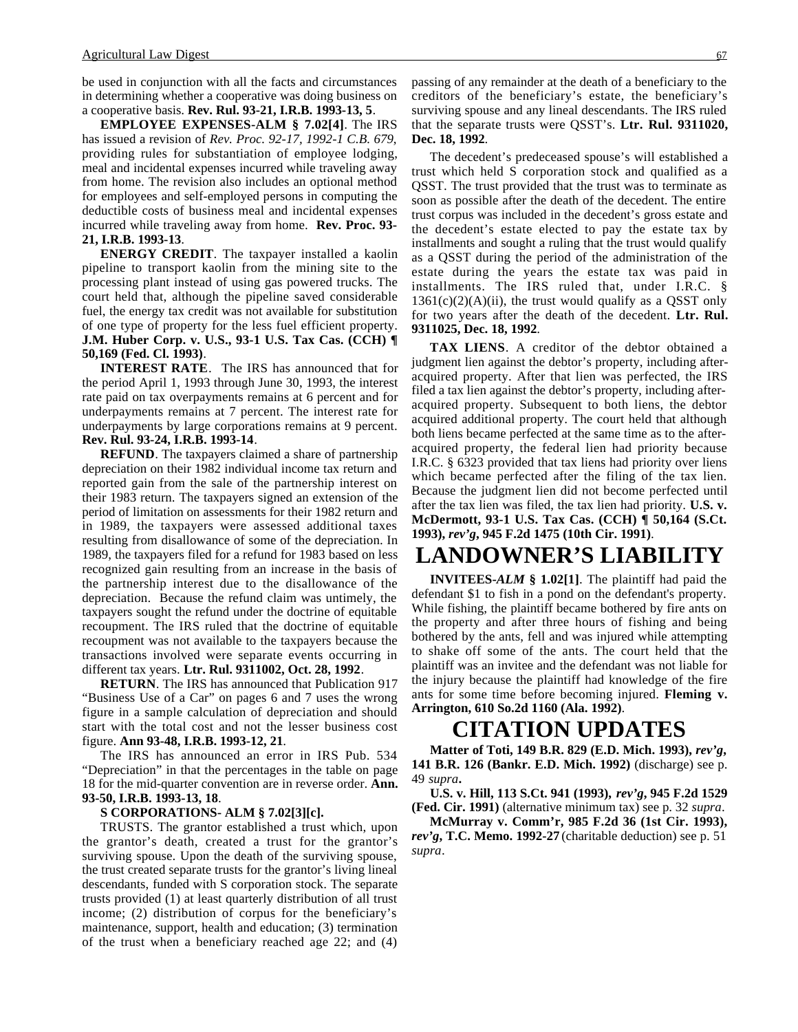be used in conjunction with all the facts and circumstances in determining whether a cooperative was doing business on a cooperative basis. **Rev. Rul. 93-21, I.R.B. 1993-13, 5**.

**EMPLOYEE EXPENSES-ALM § 7.02[4]**. The IRS has issued a revision of *Rev. Proc. 92-17, 1992-1 C.B. 679*, providing rules for substantiation of employee lodging, meal and incidental expenses incurred while traveling away from home. The revision also includes an optional method for employees and self-employed persons in computing the deductible costs of business meal and incidental expenses incurred while traveling away from home. **Rev. Proc. 93-21, I.R.B. 1993-13**.

**ENERGY CREDIT**. The taxpayer installed a kaolin pipeline to transport kaolin from the mining site to the processing plant instead of using gas powered trucks. The court held that, although the pipeline saved considerable fuel, the energy tax credit was not available for substitution of one type of property for the less fuel efficient property. **J.M. Huber Corp. v. U.S., 93-1 U.S. Tax Cas. (CCH) ¶ 50,169 (Fed. Cl. 1993)**.

**INTEREST RATE**. The IRS has announced that for the period April 1, 1993 through June 30, 1993, the interest rate paid on tax overpayments remains at 6 percent and for underpayments remains at 7 percent. The interest rate for underpayments by large corporations remains at 9 percent. **Rev. Rul. 93-24, I.R.B. 1993-14**.

**REFUND**. The taxpayers claimed a share of partnership depreciation on their 1982 individual income tax return and reported gain from the sale of the partnership interest on their 1983 return. The taxpayers signed an extension of the period of limitation on assessments for their 1982 return and in 1989, the taxpayers were assessed additional taxes resulting from disallowance of some of the depreciation. In 1989, the taxpayers filed for a refund for 1983 based on less recognized gain resulting from an increase in the basis of the partnership interest due to the disallowance of the depreciation. Because the refund claim was untimely, the taxpayers sought the refund under the doctrine of equitable recoupment. The IRS ruled that the doctrine of equitable recoupment was not available to the taxpayers because the transactions involved were separate events occurring in different tax years. **Ltr. Rul. 9311002, Oct. 28, 1992**.

**RETURN**. The IRS has announced that Publication 917 "Business Use of a Car" on pages 6 and 7 uses the wrong figure in a sample calculation of depreciation and should start with the total cost and not the lesser business cost figure. **Ann 93-48, I.R.B. 1993-12, 21**.

The IRS has announced an error in IRS Pub. 534 "Depreciation" in that the percentages in the table on page 18 for the mid-quarter convention are in reverse order. **Ann. 93-50, I.R.B. 1993-13, 18**.

**S CORPORATIONS- ALM § 7.02[3][c].**

TRUSTS. The grantor established a trust which, upon the grantor's death, created a trust for the grantor's surviving spouse. Upon the death of the surviving spouse, the trust created separate trusts for the grantor's living lineal descendants, funded with S corporation stock. The separate trusts provided (1) at least quarterly distribution of all trust income; (2) distribution of corpus for the beneficiary's maintenance, support, health and education; (3) termination of the trust when a beneficiary reached age 22; and (4) passing of any remainder at the death of a beneficiary to the creditors of the beneficiary's estate, the beneficiary's surviving spouse and any lineal descendants. The IRS ruled that the separate trusts were QSST's. **Ltr. Rul. 9311020, Dec. 18, 1992**.

The decedent's predeceased spouse's will established a trust which held S corporation stock and qualified as a QSST. The trust provided that the trust was to terminate as soon as possible after the death of the decedent. The entire trust corpus was included in the decedent's gross estate and the decedent's estate elected to pay the estate tax by installments and sought a ruling that the trust would qualify as a QSST during the period of the administration of the estate during the years the estate tax was paid in installments. The IRS ruled that, under I.R.C. § 1361(c)(2)(A)(ii), the trust would qualify as a QSST only for two years after the death of the decedent. **Ltr. Rul. 9311025, Dec. 18, 1992**.

**TAX LIENS**. A creditor of the debtor obtained a judgment lien against the debtor's property, including after-acquired property. After that lien was perfected, the IRS filed a tax lien against the debtor's property, including after-acquired property. Subsequent to both liens, the debtor acquired additional property. The court held that although both liens became perfected at the same time as to the after-acquired property, the federal lien had priority because I.R.C. § 6323 provided that tax liens had priority over liens which became perfected after the filing of the tax lien. Because the judgment lien did not become perfected until after the tax lien was filed, the tax lien had priority. **U.S. v. McDermott, 93-1 U.S. Tax Cas. (CCH) ¶ 50,164 (S.Ct. 1993), *rev'g*, 945 F.2d 1475 (10th Cir. 1991)**.

# LANDOWNER'S LIABILITY

**INVITEES-*ALM* § 1.02[1]**. The plaintiff had paid the defendant $1 to fish in a pond on the defendant's property. While fishing, the plaintiff became bothered by fire ants on the property and after three hours of fishing and being bothered by the ants, fell and was injured while attempting to shake off some of the ants. The court held that the plaintiff was an invitee and the defendant was not liable for the injury because the plaintiff had knowledge of the fire ants for some time before becoming injured. **Fleming v. Arrington, 610 So.2d 1160 (Ala. 1992)**.

# CITATION UPDATES

**Matter of Toti, 149 B.R. 829 (E.D. Mich. 1993), *rev'g*, 141 B.R. 126 (Bankr. E.D. Mich. 1992)** (discharge) see p. 49 *supra***.**

**U.S. v. Hill, 113 S.Ct. 941 (1993), *rev'g*, 945 F.2d 1529 (Fed. Cir. 1991)** (alternative minimum tax) see p. 32 *supra*.

**McMurray v. Comm'r, 985 F.2d 36 (1st Cir. 1993), *rev'g*, T.C. Memo. 1992-27** (charitable deduction) see p. 51 *supra*.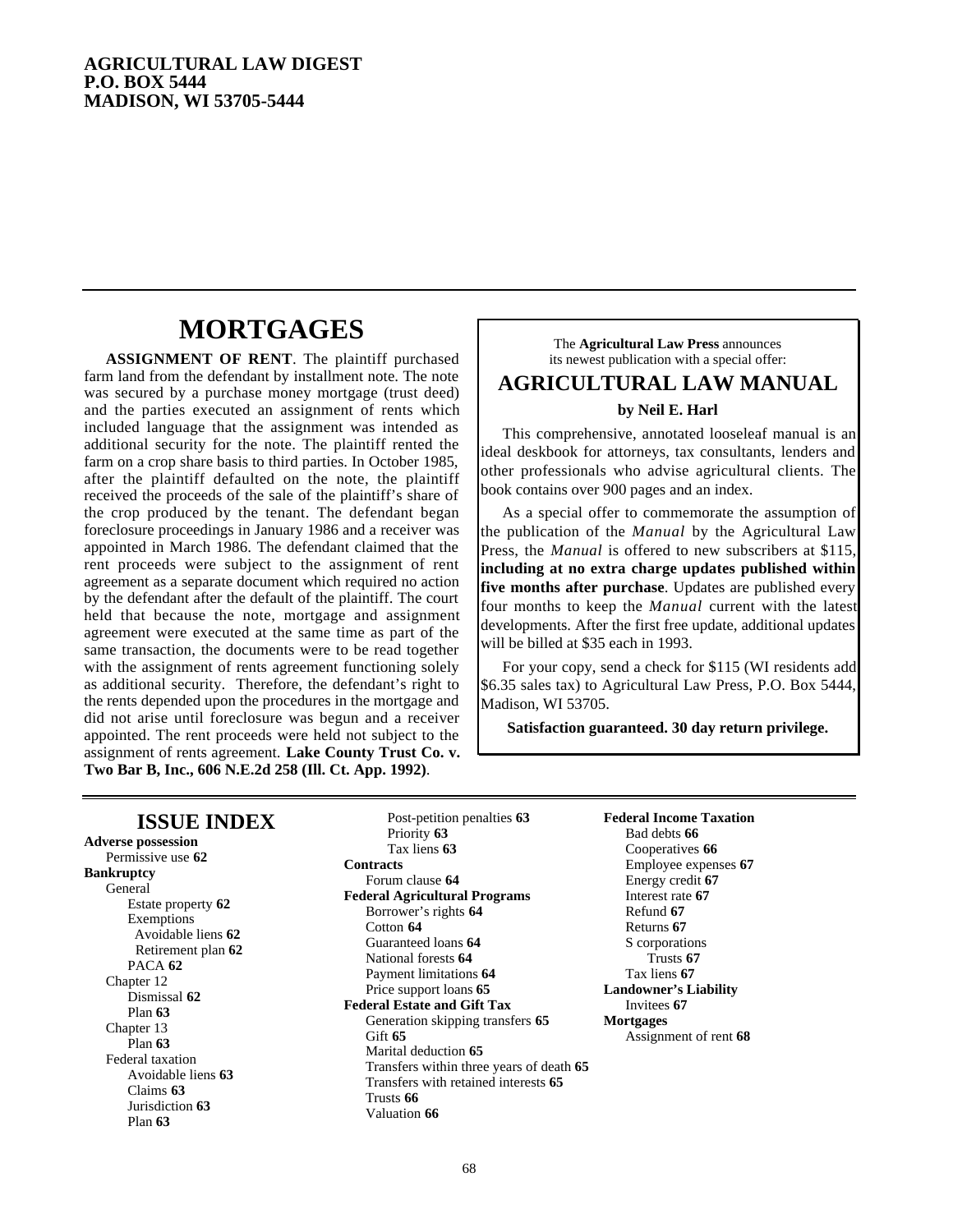**AGRICULTURAL LAW DIGEST**
**P.O. BOX 5444**
**MADISON, WI 53705-5444**

# MORTGAGES

**ASSIGNMENT OF RENT**. The plaintiff purchased farm land from the defendant by installment note. The note was secured by a purchase money mortgage (trust deed) and the parties executed an assignment of rents which included language that the assignment was intended as additional security for the note. The plaintiff rented the farm on a crop share basis to third parties. In October 1985, after the plaintiff defaulted on the note, the plaintiff received the proceeds of the sale of the plaintiff's share of the crop produced by the tenant. The defendant began foreclosure proceedings in January 1986 and a receiver was appointed in March 1986. The defendant claimed that the rent proceeds were subject to the assignment of rent agreement as a separate document which required no action by the defendant after the default of the plaintiff. The court held that because the note, mortgage and assignment agreement were executed at the same time as part of the same transaction, the documents were to be read together with the assignment of rents agreement functioning solely as additional security. Therefore, the defendant's right to the rents depended upon the procedures in the mortgage and did not arise until foreclosure was begun and a receiver appointed. The rent proceeds were held not subject to the assignment of rents agreement. **Lake County Trust Co. v. Two Bar B, Inc., 606 N.E.2d 258 (Ill. Ct. App. 1992)**.

The **Agricultural Law Press** announces its newest publication with a special offer:

## AGRICULTURAL LAW MANUAL

**by Neil E. Harl**

This comprehensive, annotated looseleaf manual is an ideal deskbook for attorneys, tax consultants, lenders and other professionals who advise agricultural clients. The book contains over 900 pages and an index.

As a special offer to commemorate the assumption of the publication of the *Manual* by the Agricultural Law Press, the *Manual* is offered to new subscribers at $115, **including at no extra charge updates published within five months after purchase**. Updates are published every four months to keep the *Manual* current with the latest developments. After the first free update, additional updates will be billed at $35 each in 1993.

For your copy, send a check for $115 (WI residents add $6.35 sales tax) to Agricultural Law Press, P.O. Box 5444, Madison, WI 53705.

**Satisfaction guaranteed. 30 day return privilege.**

## ISSUE INDEX

**Adverse possession**
- Permissive use **62**

**Bankruptcy**
- General
  - Estate property **62**
  - Exemptions
    - Avoidable liens **62**
    - Retirement plan **62**
  - PACA **62**
- Chapter 12
  - Dismissal **62**
  - Plan **63**
- Chapter 13
  - Plan **63**
- Federal taxation
  - Avoidable liens **63**
  - Claims **63**
  - Jurisdiction **63**
  - Plan **63**
  - Post-petition penalties **63**
  - Priority **63**
  - Tax liens **63**

**Contracts**
- Forum clause **64**

**Federal Agricultural Programs**
- Borrower's rights **64**
- Cotton **64**
- Guaranteed loans **64**
- National forests **64**
- Payment limitations **64**
- Price support loans **65**

**Federal Estate and Gift Tax**
- Generation skipping transfers **65**
- Gift **65**
- Marital deduction **65**
- Transfers within three years of death **65**
- Transfers with retained interests **65**
- Trusts **66**
- Valuation **66**

**Federal Income Taxation**
- Bad debts **66**
- Cooperatives **66**
- Employee expenses **67**
- Energy credit **67**
- Interest rate **67**
- Refund **67**
- Returns **67**
- S corporations
  - Trusts **67**
- Tax liens **67**

**Landowner's Liability**
- Invitees **67**

**Mortgages**
- Assignment of rent **68**